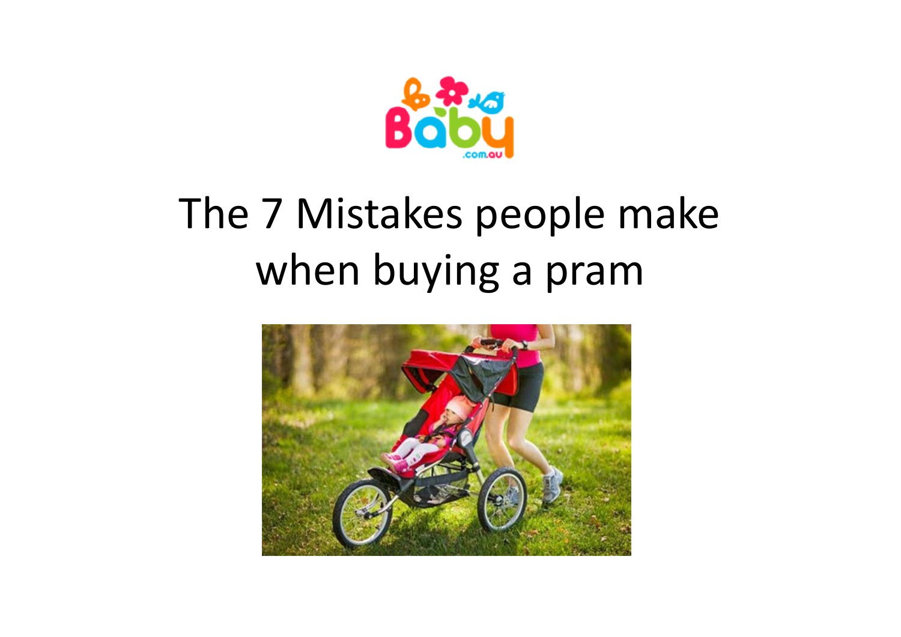# The 7 Mistakes people make when buying a pram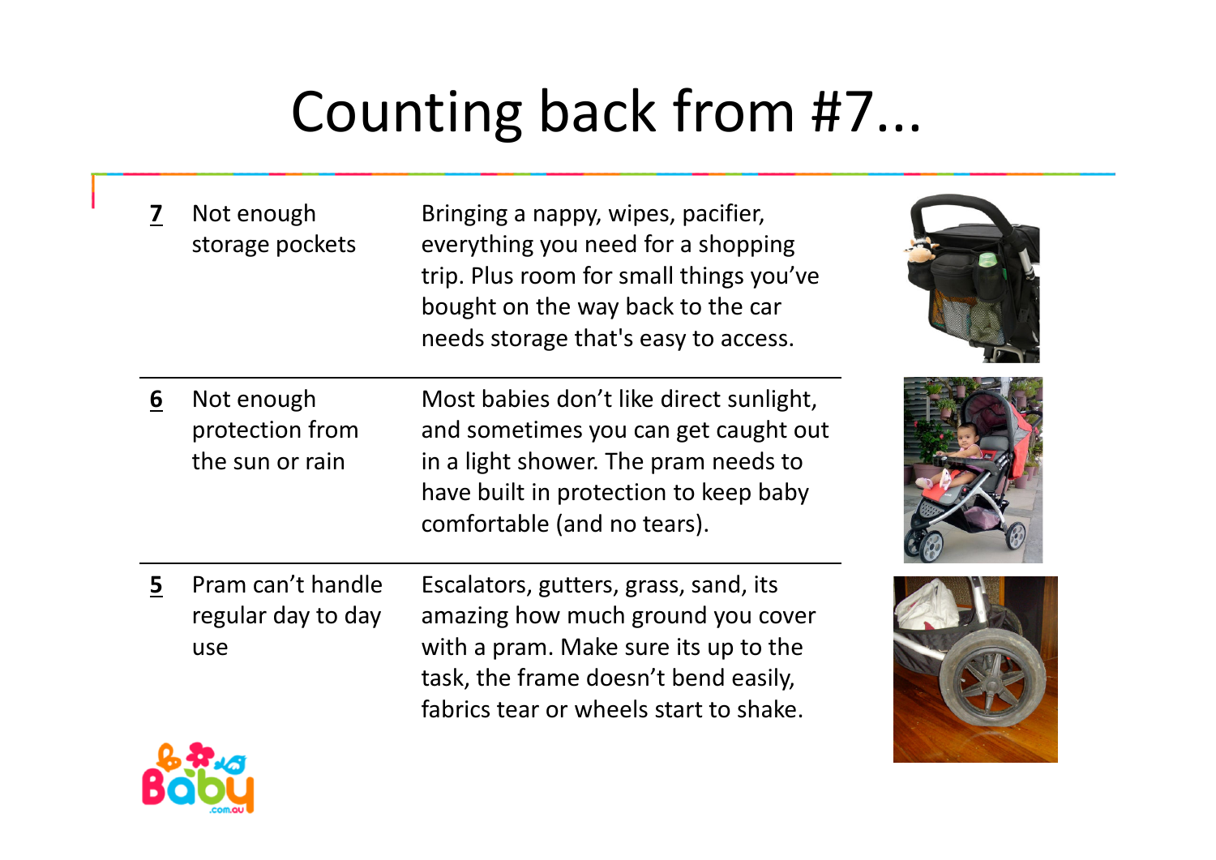# Counting back from #7...

| # | Issue | Description |
| --- | --- | --- |
| 7 | Not enough storage pockets | Bringing a nappy, wipes, pacifier, everything you need for a shopping trip. Plus room for small things you've bought on the way back to the car needs storage that's easy to access. |
| 6 | Not enough protection from the sun or rain | Most babies don't like direct sunlight, and sometimes you can get caught out in a light shower. The pram needs to have built in protection to keep baby comfortable (and no tears). |
| 5 | Pram can't handle regular day to day use | Escalators, gutters, grass, sand, its amazing how much ground you cover with a pram. Make sure its up to the task, the frame doesn't bend easily, fabrics tear or wheels start to shake. |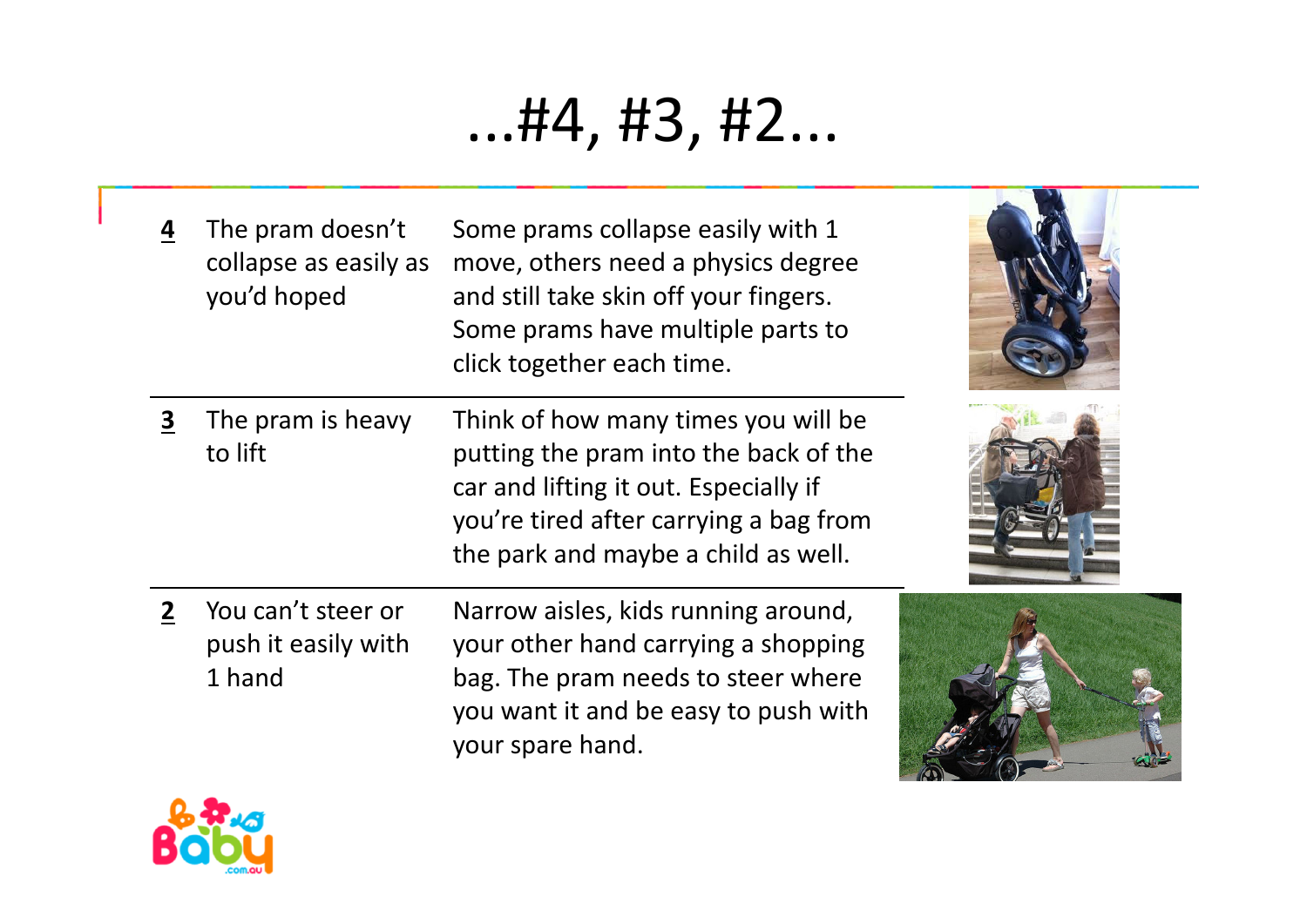# ...#4, #3, #2...

| | | |
|---|---|---|
| **4** | The pram doesn't collapse as easily as you'd hoped | Some prams collapse easily with 1 move, others need a physics degree and still take skin off your fingers. Some prams have multiple parts to click together each time. |
| **3** | The pram is heavy to lift | Think of how many times you will be putting the pram into the back of the car and lifting it out. Especially if you're tired after carrying a bag from the park and maybe a child as well. |
| **2** | You can't steer or push it easily with 1 hand | Narrow aisles, kids running around, your other hand carrying a shopping bag. The pram needs to steer where you want it and be easy to push with your spare hand. |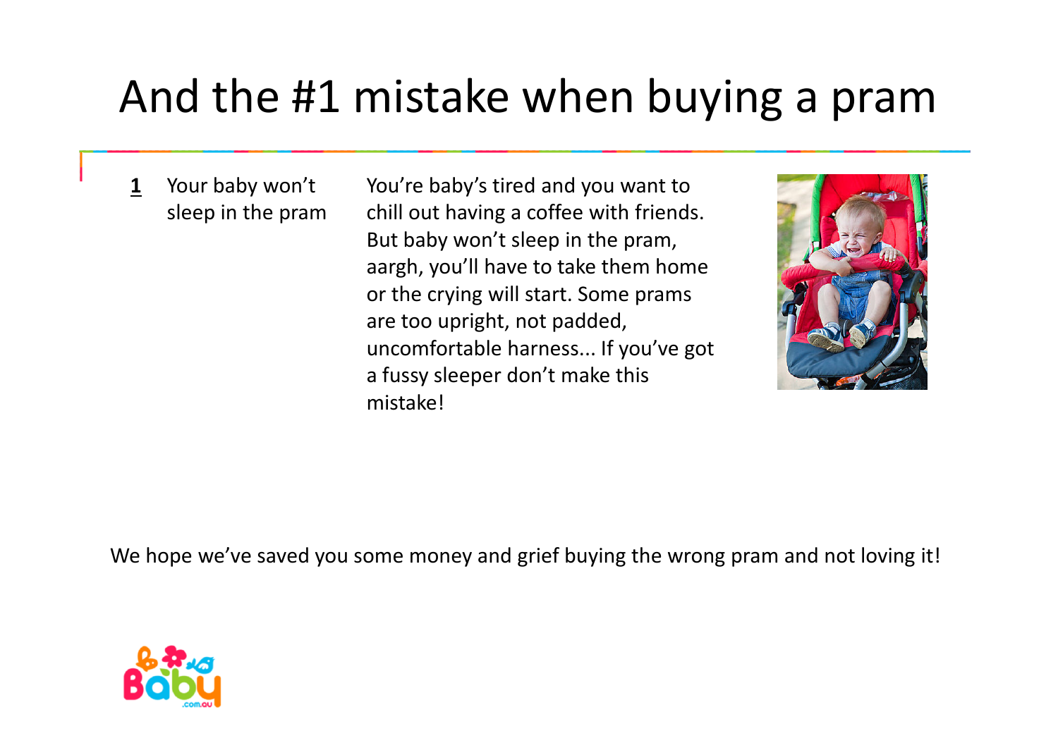# And the #1 mistake when buying a pram

| | | |
|---|---|---|
| **1** | Your baby won't sleep in the pram | You're baby's tired and you want to chill out having a coffee with friends. But baby won't sleep in the pram, aargh, you'll have to take them home or the crying will start. Some prams are too upright, not padded, uncomfortable harness... If you've got a fussy sleeper don't make this mistake! |

We hope we've saved you some money and grief buying the wrong pram and not loving it!